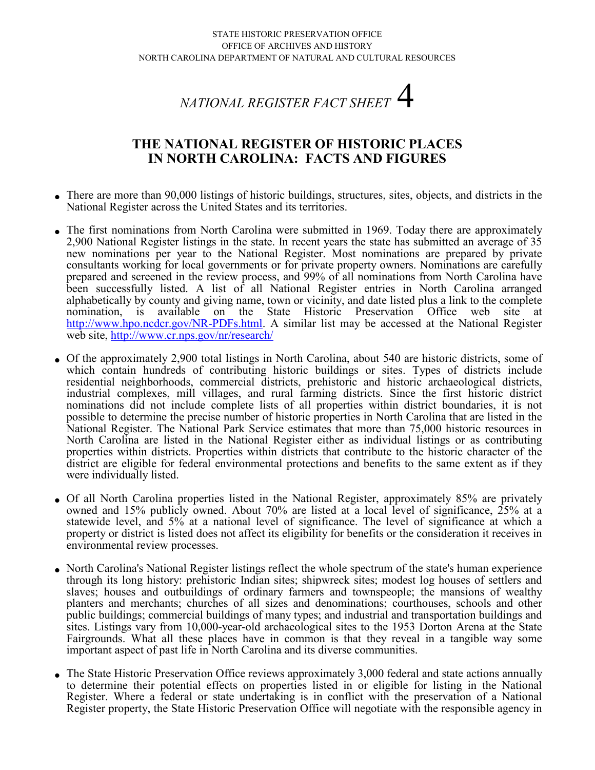STATE HISTORIC PRESERVATION OFFICE
OFFICE OF ARCHIVES AND HISTORY
NORTH CAROLINA DEPARTMENT OF NATURAL AND CULTURAL RESOURCES

# *NATIONAL REGISTER FACT SHEET* 4

## THE NATIONAL REGISTER OF HISTORIC PLACES IN NORTH CAROLINA: FACTS AND FIGURES

- There are more than 90,000 listings of historic buildings, structures, sites, objects, and districts in the National Register across the United States and its territories.

- The first nominations from North Carolina were submitted in 1969. Today there are approximately 2,900 National Register listings in the state. In recent years the state has submitted an average of 35 new nominations per year to the National Register. Most nominations are prepared by private consultants working for local governments or for private property owners. Nominations are carefully prepared and screened in the review process, and 99% of all nominations from North Carolina have been successfully listed. A list of all National Register entries in North Carolina arranged alphabetically by county and giving name, town or vicinity, and date listed plus a link to the complete nomination, is available on the State Historic Preservation Office web site at http://www.hpo.ncdcr.gov/NR-PDFs.html. A similar list may be accessed at the National Register web site, http://www.cr.nps.gov/nr/research/

- Of the approximately 2,900 total listings in North Carolina, about 540 are historic districts, some of which contain hundreds of contributing historic buildings or sites. Types of districts include residential neighborhoods, commercial districts, prehistoric and historic archaeological districts, industrial complexes, mill villages, and rural farming districts. Since the first historic district nominations did not include complete lists of all properties within district boundaries, it is not possible to determine the precise number of historic properties in North Carolina that are listed in the National Register. The National Park Service estimates that more than 75,000 historic resources in North Carolina are listed in the National Register either as individual listings or as contributing properties within districts. Properties within districts that contribute to the historic character of the district are eligible for federal environmental protections and benefits to the same extent as if they were individually listed.

- Of all North Carolina properties listed in the National Register, approximately 85% are privately owned and 15% publicly owned. About 70% are listed at a local level of significance, 25% at a statewide level, and 5% at a national level of significance. The level of significance at which a property or district is listed does not affect its eligibility for benefits or the consideration it receives in environmental review processes.

- North Carolina's National Register listings reflect the whole spectrum of the state's human experience through its long history: prehistoric Indian sites; shipwreck sites; modest log houses of settlers and slaves; houses and outbuildings of ordinary farmers and townspeople; the mansions of wealthy planters and merchants; churches of all sizes and denominations; courthouses, schools and other public buildings; commercial buildings of many types; and industrial and transportation buildings and sites. Listings vary from 10,000-year-old archaeological sites to the 1953 Dorton Arena at the State Fairgrounds. What all these places have in common is that they reveal in a tangible way some important aspect of past life in North Carolina and its diverse communities.

- The State Historic Preservation Office reviews approximately 3,000 federal and state actions annually to determine their potential effects on properties listed in or eligible for listing in the National Register. Where a federal or state undertaking is in conflict with the preservation of a National Register property, the State Historic Preservation Office will negotiate with the responsible agency in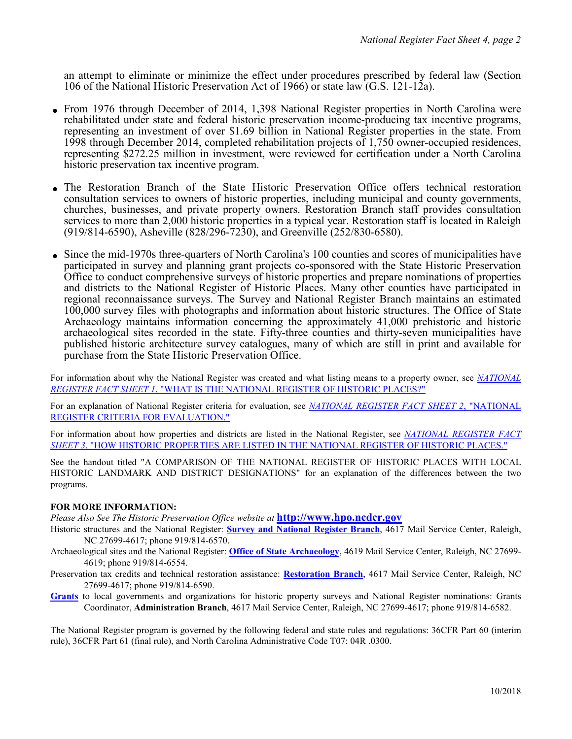an attempt to eliminate or minimize the effect under procedures prescribed by federal law (Section 106 of the National Historic Preservation Act of 1966) or state law (G.S. 121-12a).

- From 1976 through December of 2014, 1,398 National Register properties in North Carolina were rehabilitated under state and federal historic preservation income-producing tax incentive programs, representing an investment of over $1.69 billion in National Register properties in the state. From 1998 through December 2014, completed rehabilitation projects of 1,750 owner-occupied residences, representing $272.25 million in investment, were reviewed for certification under a North Carolina historic preservation tax incentive program.

- The Restoration Branch of the State Historic Preservation Office offers technical restoration consultation services to owners of historic properties, including municipal and county governments, churches, businesses, and private property owners. Restoration Branch staff provides consultation services to more than 2,000 historic properties in a typical year. Restoration staff is located in Raleigh (919/814-6590), Asheville (828/296-7230), and Greenville (252/830-6580).

- Since the mid-1970s three-quarters of North Carolina's 100 counties and scores of municipalities have participated in survey and planning grant projects co-sponsored with the State Historic Preservation Office to conduct comprehensive surveys of historic properties and prepare nominations of properties and districts to the National Register of Historic Places. Many other counties have participated in regional reconnaissance surveys. The Survey and National Register Branch maintains an estimated 100,000 survey files with photographs and information about historic structures. The Office of State Archaeology maintains information concerning the approximately 41,000 prehistoric and historic archaeological sites recorded in the state. Fifty-three counties and thirty-seven municipalities have published historic architecture survey catalogues, many of which are still in print and available for purchase from the State Historic Preservation Office.

For information about why the National Register was created and what listing means to a property owner, see *NATIONAL REGISTER FACT SHEET 1*, "WHAT IS THE NATIONAL REGISTER OF HISTORIC PLACES?"

For an explanation of National Register criteria for evaluation, see *NATIONAL REGISTER FACT SHEET 2*, "NATIONAL REGISTER CRITERIA FOR EVALUATION."

For information about how properties and districts are listed in the National Register, see *NATIONAL REGISTER FACT SHEET 3*, "HOW HISTORIC PROPERTIES ARE LISTED IN THE NATIONAL REGISTER OF HISTORIC PLACES."

See the handout titled "A COMPARISON OF THE NATIONAL REGISTER OF HISTORIC PLACES WITH LOCAL HISTORIC LANDMARK AND DISTRICT DESIGNATIONS" for an explanation of the differences between the two programs.

**FOR MORE INFORMATION:**

*Please Also See The Historic Preservation Office website at* **http://www.hpo.ncdcr.gov**

Historic structures and the National Register: **Survey and National Register Branch**, 4617 Mail Service Center, Raleigh, NC 27699-4617; phone 919/814-6570.

Archaeological sites and the National Register: **Office of State Archaeology**, 4619 Mail Service Center, Raleigh, NC 27699-4619; phone 919/814-6554.

Preservation tax credits and technical restoration assistance: **Restoration Branch**, 4617 Mail Service Center, Raleigh, NC 27699-4617; phone 919/814-6590.

**Grants** to local governments and organizations for historic property surveys and National Register nominations: Grants Coordinator, **Administration Branch**, 4617 Mail Service Center, Raleigh, NC 27699-4617; phone 919/814-6582.

The National Register program is governed by the following federal and state rules and regulations: 36CFR Part 60 (interim rule), 36CFR Part 61 (final rule), and North Carolina Administrative Code T07: 04R .0300.

10/2018